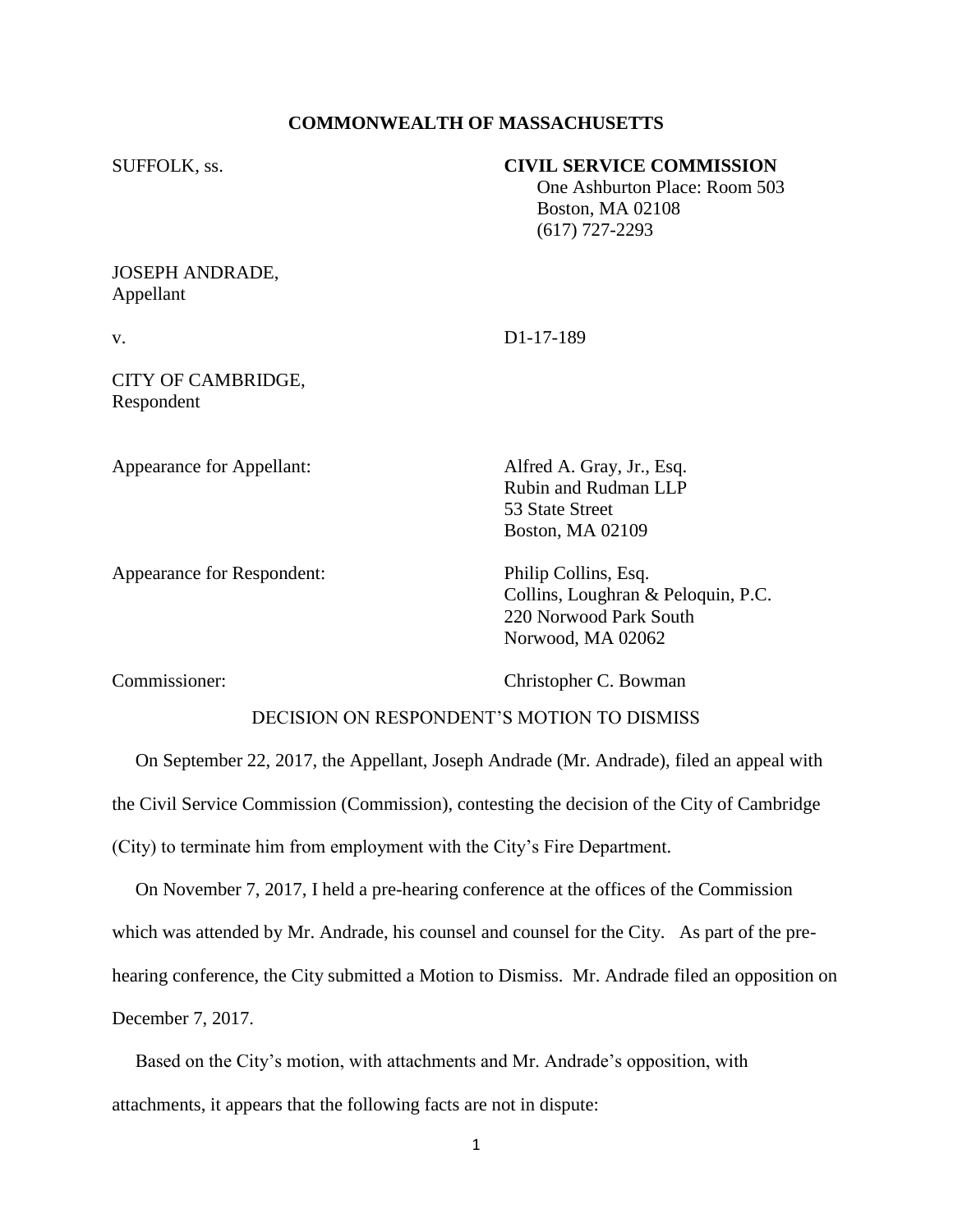**COMMONWEALTH OF MASSACHUSETTS**

SUFFOLK, ss.

**CIVIL SERVICE COMMISSION**
One Ashburton Place: Room 503
Boston, MA 02108
(617) 727-2293

JOSEPH ANDRADE,
Appellant

v.

D1-17-189

CITY OF CAMBRIDGE,
Respondent

Appearance for Appellant:
Alfred A. Gray, Jr., Esq.
Rubin and Rudman LLP
53 State Street
Boston, MA 02109

Appearance for Respondent:
Philip Collins, Esq.
Collins, Loughran & Peloquin, P.C.
220 Norwood Park South
Norwood, MA 02062

Commissioner:
Christopher C. Bowman

DECISION ON RESPONDENT'S MOTION TO DISMISS

On September 22, 2017, the Appellant, Joseph Andrade (Mr. Andrade), filed an appeal with the Civil Service Commission (Commission), contesting the decision of the City of Cambridge (City) to terminate him from employment with the City's Fire Department.

On November 7, 2017, I held a pre-hearing conference at the offices of the Commission which was attended by Mr. Andrade, his counsel and counsel for the City. As part of the pre-hearing conference, the City submitted a Motion to Dismiss. Mr. Andrade filed an opposition on December 7, 2017.

Based on the City's motion, with attachments and Mr. Andrade's opposition, with attachments, it appears that the following facts are not in dispute: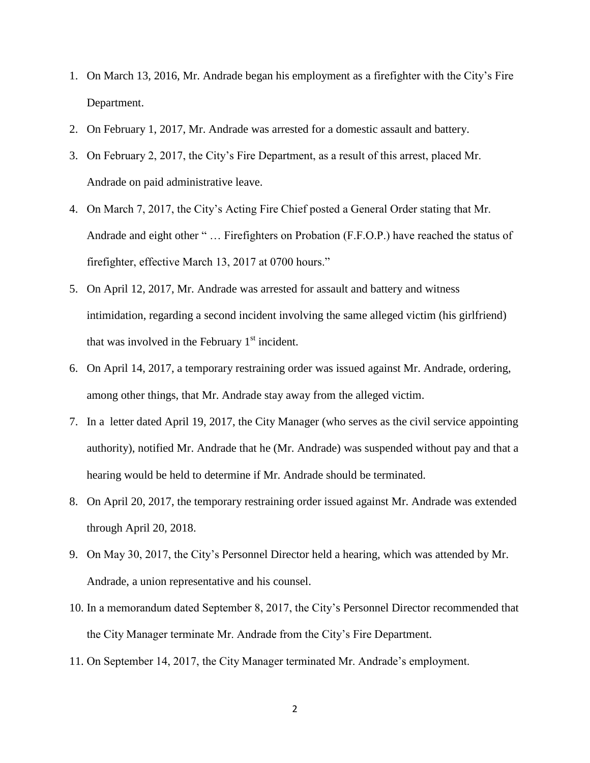1. On March 13, 2016, Mr. Andrade began his employment as a firefighter with the City's Fire Department.
2. On February 1, 2017, Mr. Andrade was arrested for a domestic assault and battery.
3. On February 2, 2017, the City's Fire Department, as a result of this arrest, placed Mr. Andrade on paid administrative leave.
4. On March 7, 2017, the City's Acting Fire Chief posted a General Order stating that Mr. Andrade and eight other " … Firefighters on Probation (F.F.O.P.) have reached the status of firefighter, effective March 13, 2017 at 0700 hours."
5. On April 12, 2017, Mr. Andrade was arrested for assault and battery and witness intimidation, regarding a second incident involving the same alleged victim (his girlfriend) that was involved in the February 1st incident.
6. On April 14, 2017, a temporary restraining order was issued against Mr. Andrade, ordering, among other things, that Mr. Andrade stay away from the alleged victim.
7. In a letter dated April 19, 2017, the City Manager (who serves as the civil service appointing authority), notified Mr. Andrade that he (Mr. Andrade) was suspended without pay and that a hearing would be held to determine if Mr. Andrade should be terminated.
8. On April 20, 2017, the temporary restraining order issued against Mr. Andrade was extended through April 20, 2018.
9. On May 30, 2017, the City's Personnel Director held a hearing, which was attended by Mr. Andrade, a union representative and his counsel.
10. In a memorandum dated September 8, 2017, the City's Personnel Director recommended that the City Manager terminate Mr. Andrade from the City's Fire Department.
11. On September 14, 2017, the City Manager terminated Mr. Andrade's employment.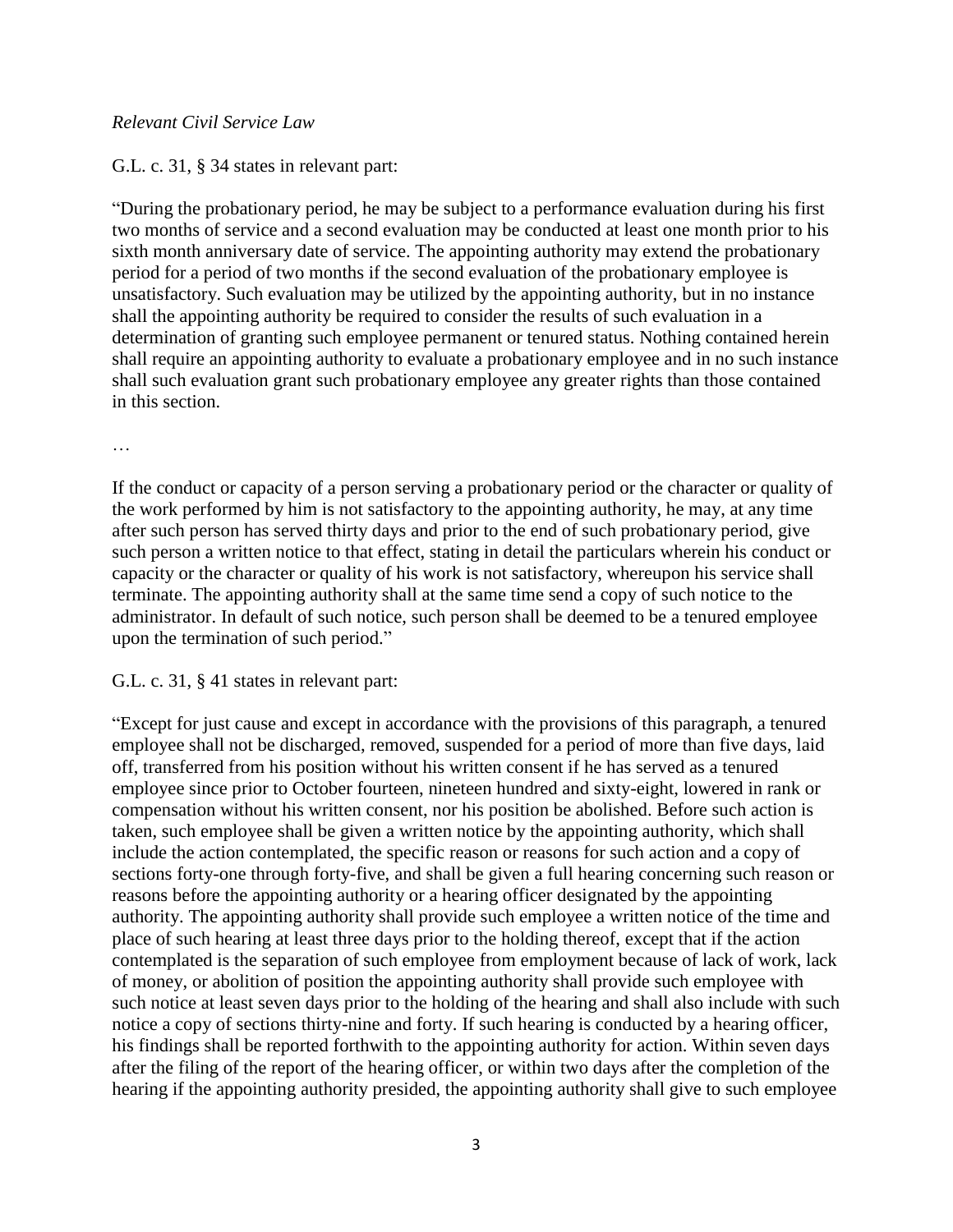*Relevant Civil Service Law*

G.L. c. 31, § 34 states in relevant part:

"During the probationary period, he may be subject to a performance evaluation during his first two months of service and a second evaluation may be conducted at least one month prior to his sixth month anniversary date of service. The appointing authority may extend the probationary period for a period of two months if the second evaluation of the probationary employee is unsatisfactory. Such evaluation may be utilized by the appointing authority, but in no instance shall the appointing authority be required to consider the results of such evaluation in a determination of granting such employee permanent or tenured status. Nothing contained herein shall require an appointing authority to evaluate a probationary employee and in no such instance shall such evaluation grant such probationary employee any greater rights than those contained in this section.

…

If the conduct or capacity of a person serving a probationary period or the character or quality of the work performed by him is not satisfactory to the appointing authority, he may, at any time after such person has served thirty days and prior to the end of such probationary period, give such person a written notice to that effect, stating in detail the particulars wherein his conduct or capacity or the character or quality of his work is not satisfactory, whereupon his service shall terminate. The appointing authority shall at the same time send a copy of such notice to the administrator. In default of such notice, such person shall be deemed to be a tenured employee upon the termination of such period."

G.L. c. 31, § 41 states in relevant part:

"Except for just cause and except in accordance with the provisions of this paragraph, a tenured employee shall not be discharged, removed, suspended for a period of more than five days, laid off, transferred from his position without his written consent if he has served as a tenured employee since prior to October fourteen, nineteen hundred and sixty-eight, lowered in rank or compensation without his written consent, nor his position be abolished. Before such action is taken, such employee shall be given a written notice by the appointing authority, which shall include the action contemplated, the specific reason or reasons for such action and a copy of sections forty-one through forty-five, and shall be given a full hearing concerning such reason or reasons before the appointing authority or a hearing officer designated by the appointing authority. The appointing authority shall provide such employee a written notice of the time and place of such hearing at least three days prior to the holding thereof, except that if the action contemplated is the separation of such employee from employment because of lack of work, lack of money, or abolition of position the appointing authority shall provide such employee with such notice at least seven days prior to the holding of the hearing and shall also include with such notice a copy of sections thirty-nine and forty. If such hearing is conducted by a hearing officer, his findings shall be reported forthwith to the appointing authority for action. Within seven days after the filing of the report of the hearing officer, or within two days after the completion of the hearing if the appointing authority presided, the appointing authority shall give to such employee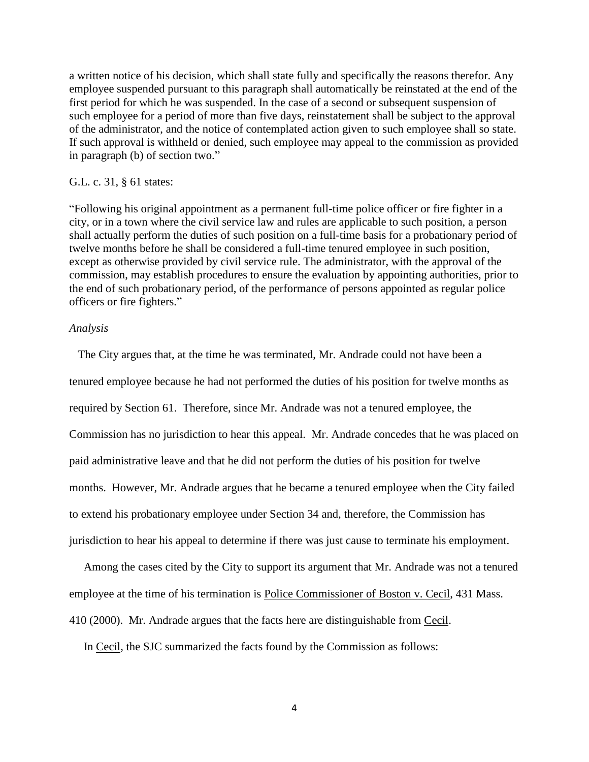a written notice of his decision, which shall state fully and specifically the reasons therefor. Any employee suspended pursuant to this paragraph shall automatically be reinstated at the end of the first period for which he was suspended. In the case of a second or subsequent suspension of such employee for a period of more than five days, reinstatement shall be subject to the approval of the administrator, and the notice of contemplated action given to such employee shall so state. If such approval is withheld or denied, such employee may appeal to the commission as provided in paragraph (b) of section two."

G.L. c. 31, § 61 states:

"Following his original appointment as a permanent full-time police officer or fire fighter in a city, or in a town where the civil service law and rules are applicable to such position, a person shall actually perform the duties of such position on a full-time basis for a probationary period of twelve months before he shall be considered a full-time tenured employee in such position, except as otherwise provided by civil service rule. The administrator, with the approval of the commission, may establish procedures to ensure the evaluation by appointing authorities, prior to the end of such probationary period, of the performance of persons appointed as regular police officers or fire fighters."

*Analysis*

The City argues that, at the time he was terminated, Mr. Andrade could not have been a tenured employee because he had not performed the duties of his position for twelve months as required by Section 61. Therefore, since Mr. Andrade was not a tenured employee, the Commission has no jurisdiction to hear this appeal. Mr. Andrade concedes that he was placed on paid administrative leave and that he did not perform the duties of his position for twelve months. However, Mr. Andrade argues that he became a tenured employee when the City failed to extend his probationary employee under Section 34 and, therefore, the Commission has jurisdiction to hear his appeal to determine if there was just cause to terminate his employment.

Among the cases cited by the City to support its argument that Mr. Andrade was not a tenured employee at the time of his termination is Police Commissioner of Boston v. Cecil, 431 Mass. 410 (2000). Mr. Andrade argues that the facts here are distinguishable from Cecil.

In Cecil, the SJC summarized the facts found by the Commission as follows: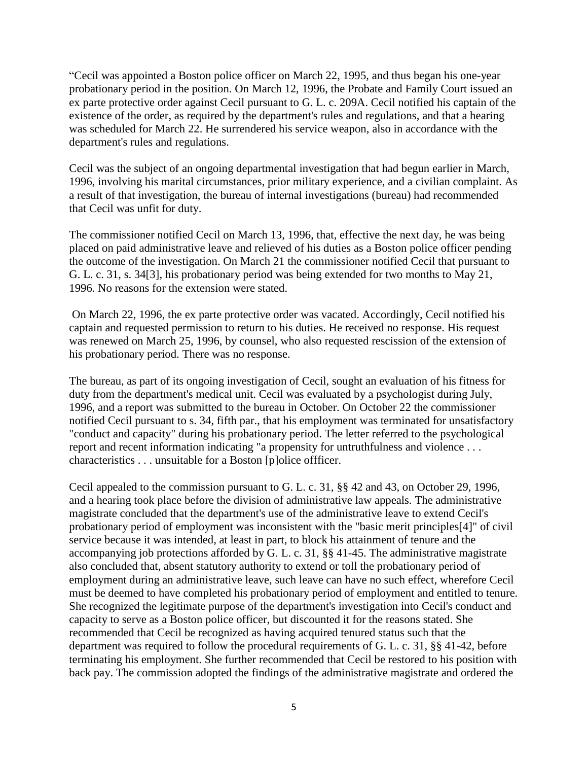"Cecil was appointed a Boston police officer on March 22, 1995, and thus began his one-year probationary period in the position. On March 12, 1996, the Probate and Family Court issued an ex parte protective order against Cecil pursuant to G. L. c. 209A. Cecil notified his captain of the existence of the order, as required by the department's rules and regulations, and that a hearing was scheduled for March 22. He surrendered his service weapon, also in accordance with the department's rules and regulations.

Cecil was the subject of an ongoing departmental investigation that had begun earlier in March, 1996, involving his marital circumstances, prior military experience, and a civilian complaint. As a result of that investigation, the bureau of internal investigations (bureau) had recommended that Cecil was unfit for duty.

The commissioner notified Cecil on March 13, 1996, that, effective the next day, he was being placed on paid administrative leave and relieved of his duties as a Boston police officer pending the outcome of the investigation. On March 21 the commissioner notified Cecil that pursuant to G. L. c. 31, s. 34[3], his probationary period was being extended for two months to May 21, 1996. No reasons for the extension were stated.

On March 22, 1996, the ex parte protective order was vacated. Accordingly, Cecil notified his captain and requested permission to return to his duties. He received no response. His request was renewed on March 25, 1996, by counsel, who also requested rescission of the extension of his probationary period. There was no response.

The bureau, as part of its ongoing investigation of Cecil, sought an evaluation of his fitness for duty from the department's medical unit. Cecil was evaluated by a psychologist during July, 1996, and a report was submitted to the bureau in October. On October 22 the commissioner notified Cecil pursuant to s. 34, fifth par., that his employment was terminated for unsatisfactory "conduct and capacity" during his probationary period. The letter referred to the psychological report and recent information indicating "a propensity for untruthfulness and violence . . . characteristics . . . unsuitable for a Boston [p]olice offficer.

Cecil appealed to the commission pursuant to G. L. c. 31, §§ 42 and 43, on October 29, 1996, and a hearing took place before the division of administrative law appeals. The administrative magistrate concluded that the department's use of the administrative leave to extend Cecil's probationary period of employment was inconsistent with the "basic merit principles[4]" of civil service because it was intended, at least in part, to block his attainment of tenure and the accompanying job protections afforded by G. L. c. 31, §§ 41-45. The administrative magistrate also concluded that, absent statutory authority to extend or toll the probationary period of employment during an administrative leave, such leave can have no such effect, wherefore Cecil must be deemed to have completed his probationary period of employment and entitled to tenure. She recognized the legitimate purpose of the department's investigation into Cecil's conduct and capacity to serve as a Boston police officer, but discounted it for the reasons stated. She recommended that Cecil be recognized as having acquired tenured status such that the department was required to follow the procedural requirements of G. L. c. 31, §§ 41-42, before terminating his employment. She further recommended that Cecil be restored to his position with back pay. The commission adopted the findings of the administrative magistrate and ordered the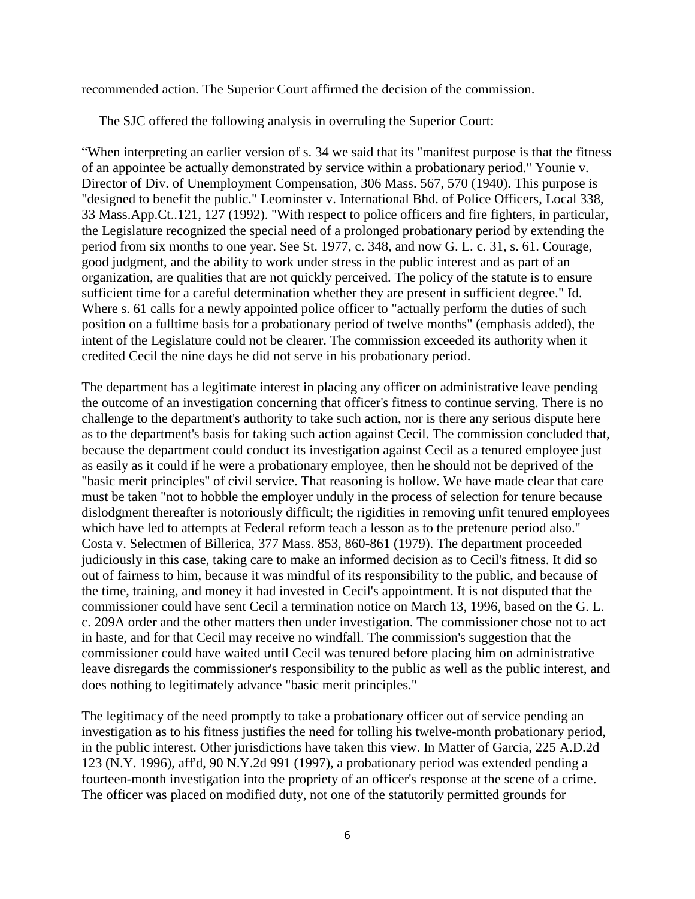recommended action. The Superior Court affirmed the decision of the commission.

The SJC offered the following analysis in overruling the Superior Court:

"When interpreting an earlier version of s. 34 we said that its "manifest purpose is that the fitness of an appointee be actually demonstrated by service within a probationary period." Younie v. Director of Div. of Unemployment Compensation, 306 Mass. 567, 570 (1940). This purpose is "designed to benefit the public." Leominster v. International Bhd. of Police Officers, Local 338, 33 Mass.App.Ct..121, 127 (1992). "With respect to police officers and fire fighters, in particular, the Legislature recognized the special need of a prolonged probationary period by extending the period from six months to one year. See St. 1977, c. 348, and now G. L. c. 31, s. 61. Courage, good judgment, and the ability to work under stress in the public interest and as part of an organization, are qualities that are not quickly perceived. The policy of the statute is to ensure sufficient time for a careful determination whether they are present in sufficient degree." Id. Where s. 61 calls for a newly appointed police officer to "actually perform the duties of such position on a fulltime basis for a probationary period of twelve months" (emphasis added), the intent of the Legislature could not be clearer. The commission exceeded its authority when it credited Cecil the nine days he did not serve in his probationary period.

The department has a legitimate interest in placing any officer on administrative leave pending the outcome of an investigation concerning that officer's fitness to continue serving. There is no challenge to the department's authority to take such action, nor is there any serious dispute here as to the department's basis for taking such action against Cecil. The commission concluded that, because the department could conduct its investigation against Cecil as a tenured employee just as easily as it could if he were a probationary employee, then he should not be deprived of the "basic merit principles" of civil service. That reasoning is hollow. We have made clear that care must be taken "not to hobble the employer unduly in the process of selection for tenure because dislodgment thereafter is notoriously difficult; the rigidities in removing unfit tenured employees which have led to attempts at Federal reform teach a lesson as to the pretenure period also." Costa v. Selectmen of Billerica, 377 Mass. 853, 860-861 (1979). The department proceeded judiciously in this case, taking care to make an informed decision as to Cecil's fitness. It did so out of fairness to him, because it was mindful of its responsibility to the public, and because of the time, training, and money it had invested in Cecil's appointment. It is not disputed that the commissioner could have sent Cecil a termination notice on March 13, 1996, based on the G. L. c. 209A order and the other matters then under investigation. The commissioner chose not to act in haste, and for that Cecil may receive no windfall. The commission's suggestion that the commissioner could have waited until Cecil was tenured before placing him on administrative leave disregards the commissioner's responsibility to the public as well as the public interest, and does nothing to legitimately advance "basic merit principles."

The legitimacy of the need promptly to take a probationary officer out of service pending an investigation as to his fitness justifies the need for tolling his twelve-month probationary period, in the public interest. Other jurisdictions have taken this view. In Matter of Garcia, 225 A.D.2d 123 (N.Y. 1996), aff'd, 90 N.Y.2d 991 (1997), a probationary period was extended pending a fourteen-month investigation into the propriety of an officer's response at the scene of a crime. The officer was placed on modified duty, not one of the statutorily permitted grounds for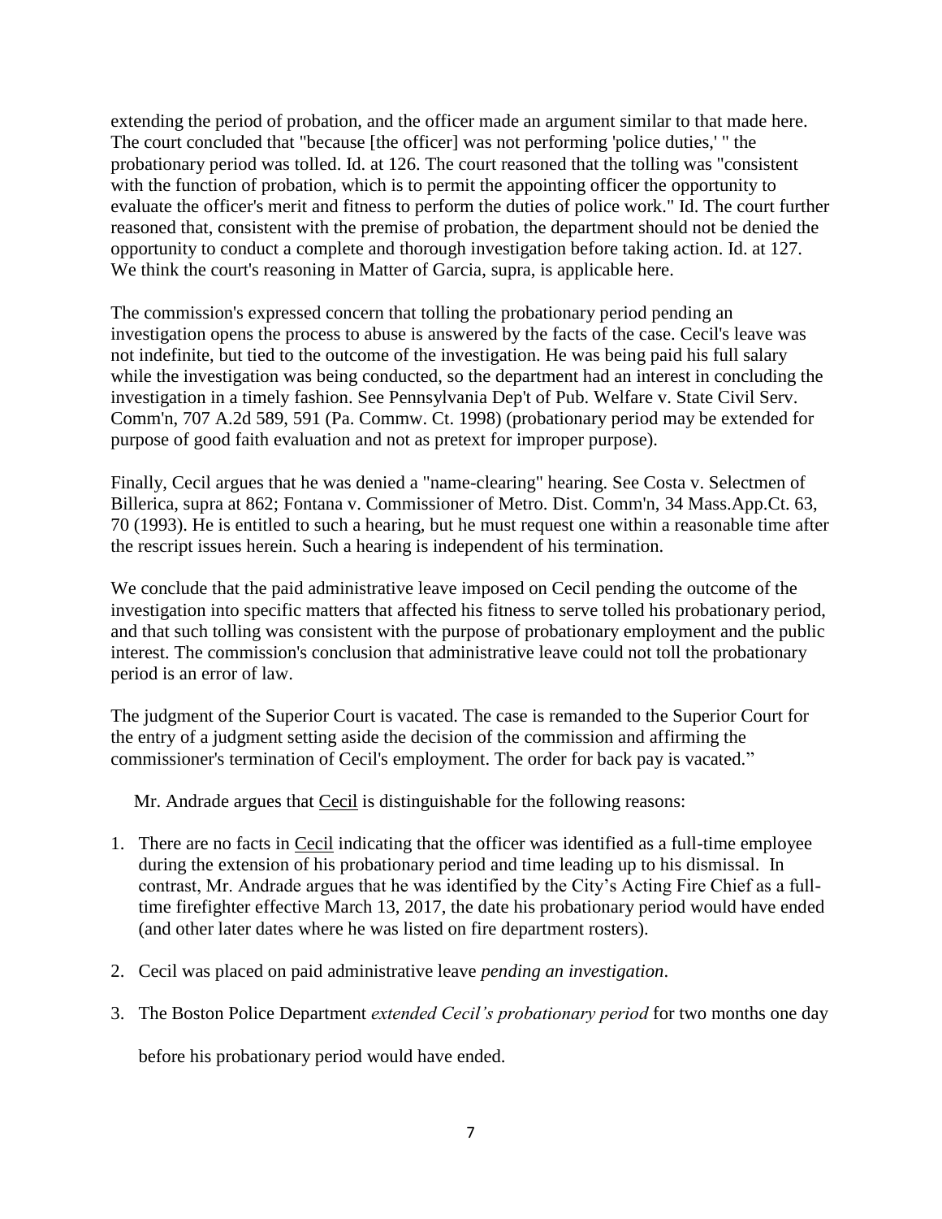extending the period of probation, and the officer made an argument similar to that made here. The court concluded that "because [the officer] was not performing 'police duties,' " the probationary period was tolled. Id. at 126. The court reasoned that the tolling was "consistent with the function of probation, which is to permit the appointing officer the opportunity to evaluate the officer's merit and fitness to perform the duties of police work." Id. The court further reasoned that, consistent with the premise of probation, the department should not be denied the opportunity to conduct a complete and thorough investigation before taking action. Id. at 127. We think the court's reasoning in Matter of Garcia, supra, is applicable here.

The commission's expressed concern that tolling the probationary period pending an investigation opens the process to abuse is answered by the facts of the case. Cecil's leave was not indefinite, but tied to the outcome of the investigation. He was being paid his full salary while the investigation was being conducted, so the department had an interest in concluding the investigation in a timely fashion. See Pennsylvania Dep't of Pub. Welfare v. State Civil Serv. Comm'n, 707 A.2d 589, 591 (Pa. Commw. Ct. 1998) (probationary period may be extended for purpose of good faith evaluation and not as pretext for improper purpose).

Finally, Cecil argues that he was denied a "name-clearing" hearing. See Costa v. Selectmen of Billerica, supra at 862; Fontana v. Commissioner of Metro. Dist. Comm'n, 34 Mass.App.Ct. 63, 70 (1993). He is entitled to such a hearing, but he must request one within a reasonable time after the rescript issues herein. Such a hearing is independent of his termination.

We conclude that the paid administrative leave imposed on Cecil pending the outcome of the investigation into specific matters that affected his fitness to serve tolled his probationary period, and that such tolling was consistent with the purpose of probationary employment and the public interest. The commission's conclusion that administrative leave could not toll the probationary period is an error of law.

The judgment of the Superior Court is vacated. The case is remanded to the Superior Court for the entry of a judgment setting aside the decision of the commission and affirming the commissioner's termination of Cecil's employment. The order for back pay is vacated."

Mr. Andrade argues that Cecil is distinguishable for the following reasons:

1. There are no facts in Cecil indicating that the officer was identified as a full-time employee during the extension of his probationary period and time leading up to his dismissal. In contrast, Mr. Andrade argues that he was identified by the City's Acting Fire Chief as a full-time firefighter effective March 13, 2017, the date his probationary period would have ended (and other later dates where he was listed on fire department rosters).
2. Cecil was placed on paid administrative leave *pending an investigation*.
3. The Boston Police Department *extended Cecil's probationary period* for two months one day before his probationary period would have ended.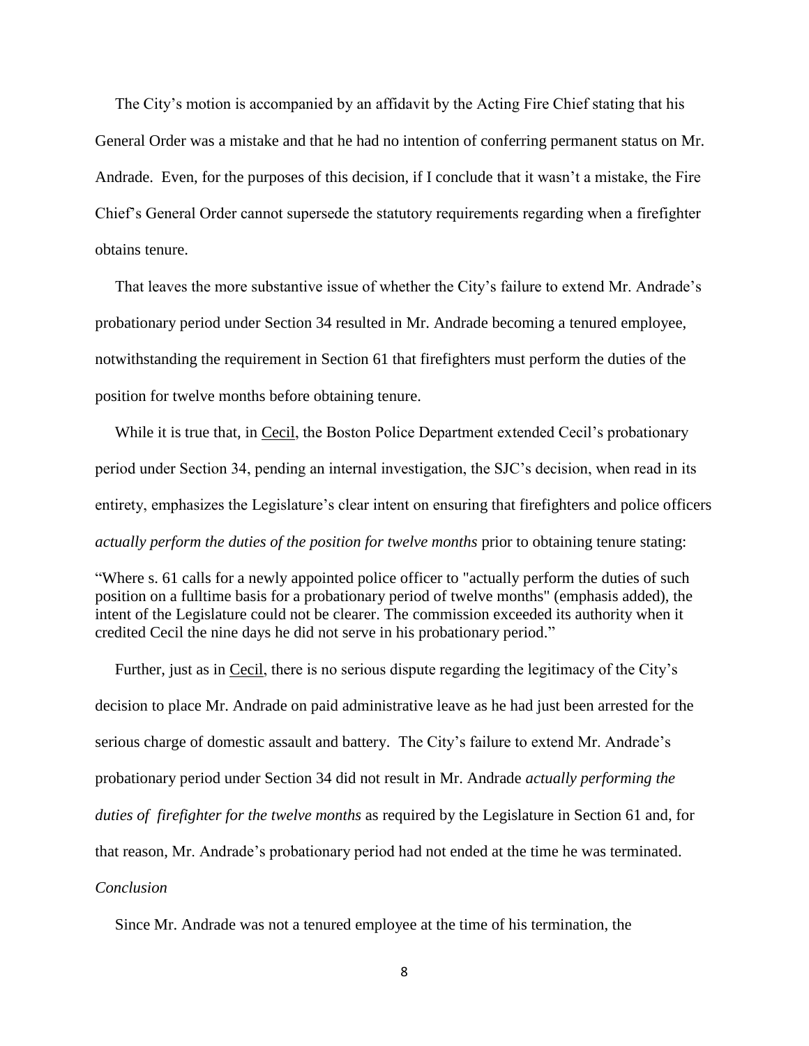The City's motion is accompanied by an affidavit by the Acting Fire Chief stating that his General Order was a mistake and that he had no intention of conferring permanent status on Mr. Andrade. Even, for the purposes of this decision, if I conclude that it wasn't a mistake, the Fire Chief's General Order cannot supersede the statutory requirements regarding when a firefighter obtains tenure.

That leaves the more substantive issue of whether the City's failure to extend Mr. Andrade's probationary period under Section 34 resulted in Mr. Andrade becoming a tenured employee, notwithstanding the requirement in Section 61 that firefighters must perform the duties of the position for twelve months before obtaining tenure.

While it is true that, in Cecil, the Boston Police Department extended Cecil's probationary period under Section 34, pending an internal investigation, the SJC's decision, when read in its entirety, emphasizes the Legislature's clear intent on ensuring that firefighters and police officers *actually perform the duties of the position for twelve months* prior to obtaining tenure stating:

"Where s. 61 calls for a newly appointed police officer to "actually perform the duties of such position on a fulltime basis for a probationary period of twelve months" (emphasis added), the intent of the Legislature could not be clearer. The commission exceeded its authority when it credited Cecil the nine days he did not serve in his probationary period."

Further, just as in Cecil, there is no serious dispute regarding the legitimacy of the City's decision to place Mr. Andrade on paid administrative leave as he had just been arrested for the serious charge of domestic assault and battery. The City's failure to extend Mr. Andrade's probationary period under Section 34 did not result in Mr. Andrade *actually performing the duties of firefighter for the twelve months* as required by the Legislature in Section 61 and, for that reason, Mr. Andrade's probationary period had not ended at the time he was terminated.

*Conclusion*

Since Mr. Andrade was not a tenured employee at the time of his termination, the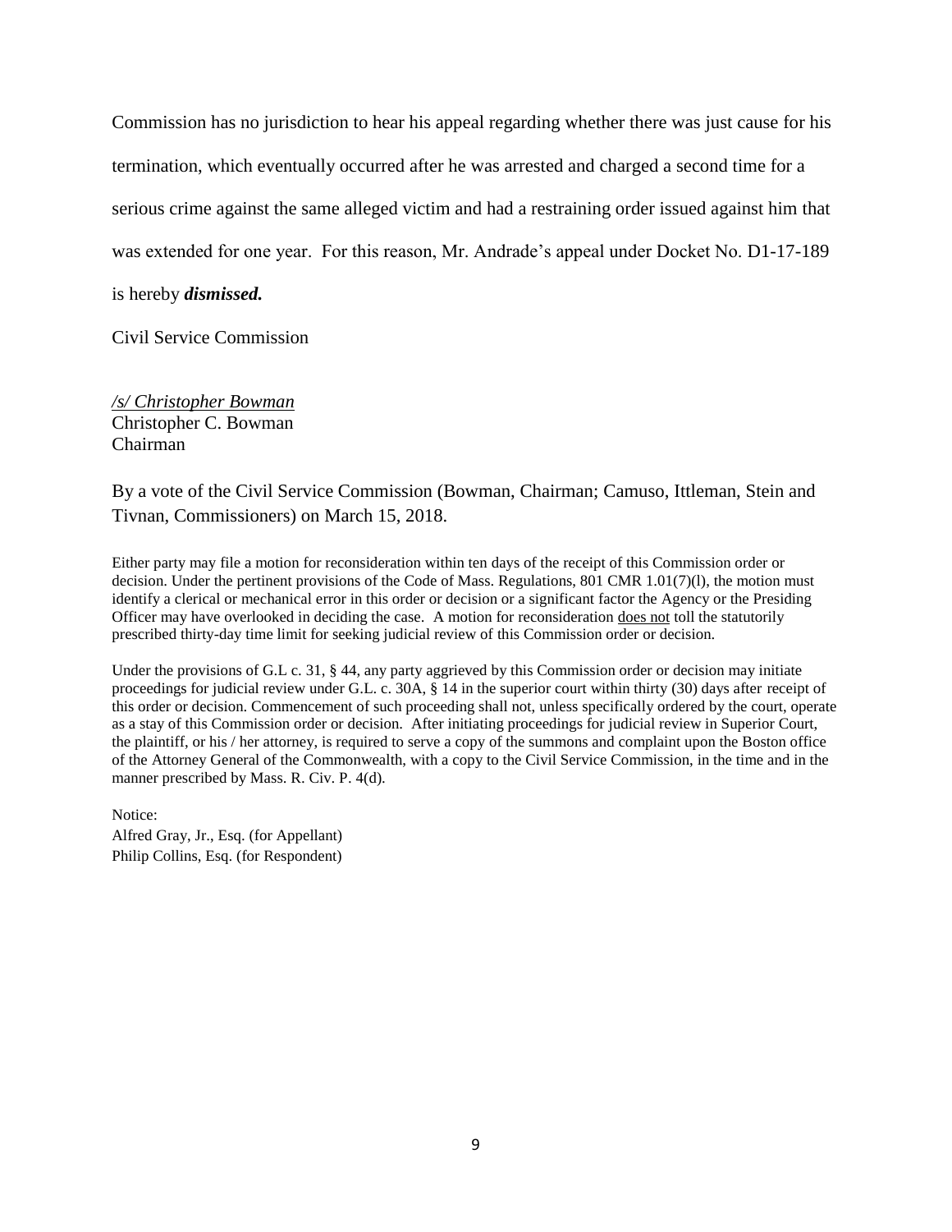Commission has no jurisdiction to hear his appeal regarding whether there was just cause for his termination, which eventually occurred after he was arrested and charged a second time for a serious crime against the same alleged victim and had a restraining order issued against him that was extended for one year. For this reason, Mr. Andrade's appeal under Docket No. D1-17-189 is hereby ***dismissed.***

Civil Service Commission

*/s/ Christopher Bowman*
Christopher C. Bowman
Chairman

By a vote of the Civil Service Commission (Bowman, Chairman; Camuso, Ittleman, Stein and Tivnan, Commissioners) on March 15, 2018.

Either party may file a motion for reconsideration within ten days of the receipt of this Commission order or decision. Under the pertinent provisions of the Code of Mass. Regulations, 801 CMR 1.01(7)(l), the motion must identify a clerical or mechanical error in this order or decision or a significant factor the Agency or the Presiding Officer may have overlooked in deciding the case. A motion for reconsideration does not toll the statutorily prescribed thirty-day time limit for seeking judicial review of this Commission order or decision.

Under the provisions of G.L c. 31, § 44, any party aggrieved by this Commission order or decision may initiate proceedings for judicial review under G.L. c. 30A, § 14 in the superior court within thirty (30) days after receipt of this order or decision. Commencement of such proceeding shall not, unless specifically ordered by the court, operate as a stay of this Commission order or decision. After initiating proceedings for judicial review in Superior Court, the plaintiff, or his / her attorney, is required to serve a copy of the summons and complaint upon the Boston office of the Attorney General of the Commonwealth, with a copy to the Civil Service Commission, in the time and in the manner prescribed by Mass. R. Civ. P. 4(d).

Notice:
Alfred Gray, Jr., Esq. (for Appellant)
Philip Collins, Esq. (for Respondent)